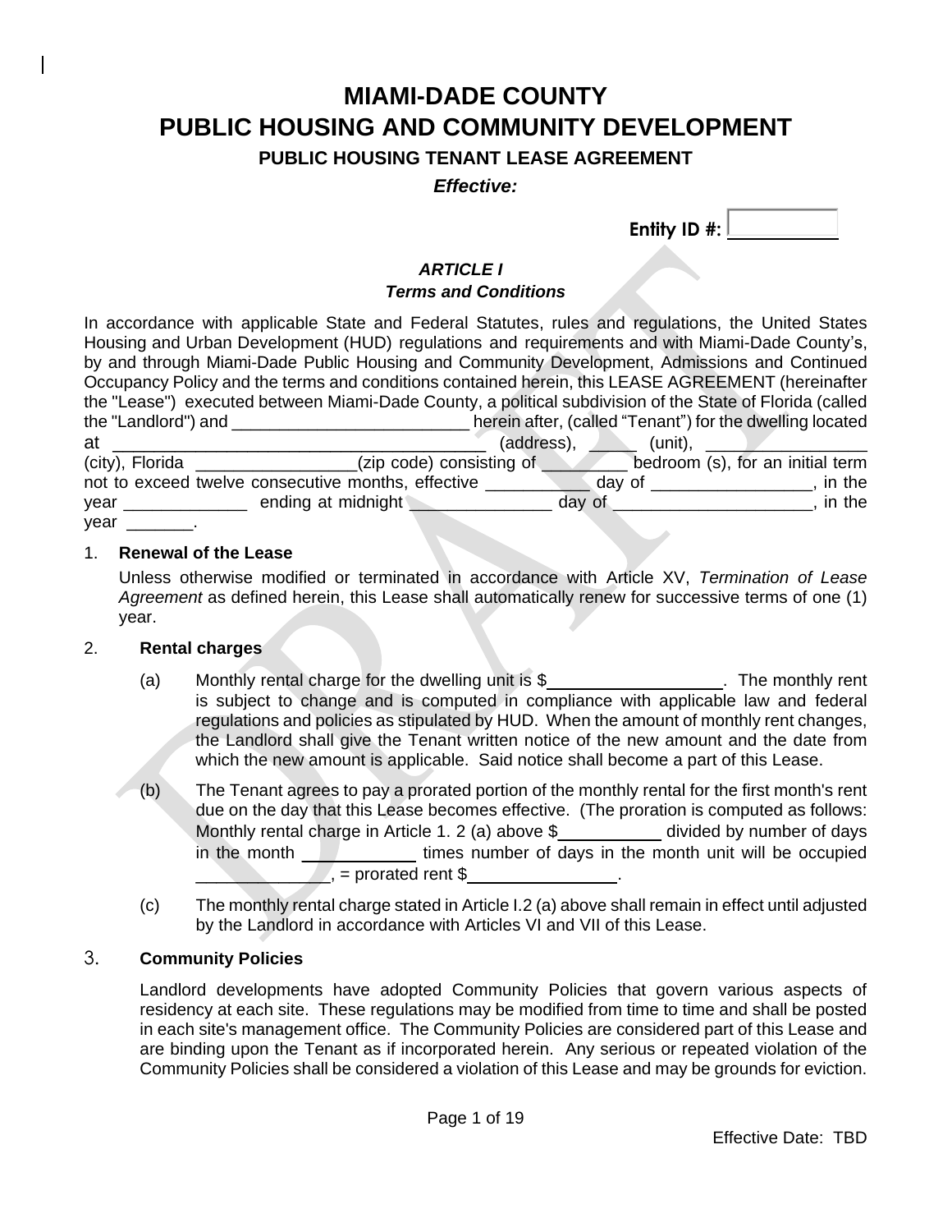# MIAMI-DADE COUNTY
# PUBLIC HOUSING AND COMMUNITY DEVELOPMENT

### PUBLIC HOUSING TENANT LEASE AGREEMENT

***Effective:***

**Entity ID #:** ___________

## *ARTICLE I*
## *Terms and Conditions*

In accordance with applicable State and Federal Statutes, rules and regulations, the United States Housing and Urban Development (HUD) regulations and requirements and with Miami-Dade County's, by and through Miami-Dade Public Housing and Community Development, Admissions and Continued Occupancy Policy and the terms and conditions contained herein, this LEASE AGREEMENT (hereinafter the "Lease") executed between Miami-Dade County, a political subdivision of the State of Florida (called the "Landlord") and _________________________ herein after, (called "Tenant") for the dwelling located at _______________________________________ (address), _____ (unit), _________________ (city), Florida _________________(zip code) consisting of _________ bedroom (s), for an initial term not to exceed twelve consecutive months, effective ___________ day of _________________, in the year _____________ ending at midnight _______________ day of _____________________, in the year _______.

1. **Renewal of the Lease**

   Unless otherwise modified or terminated in accordance with Article XV, *Termination of Lease Agreement* as defined herein, this Lease shall automatically renew for successive terms of one (1) year.

2. **Rental charges**

   (a) Monthly rental charge for the dwelling unit is $___________________. The monthly rent is subject to change and is computed in compliance with applicable law and federal regulations and policies as stipulated by HUD. When the amount of monthly rent changes, the Landlord shall give the Tenant written notice of the new amount and the date from which the new amount is applicable. Said notice shall become a part of this Lease.

   (b) The Tenant agrees to pay a prorated portion of the monthly rental for the first month's rent due on the day that this Lease becomes effective. (The proration is computed as follows: Monthly rental charge in Article 1. 2 (a) above $___________ divided by number of days in the month ____________ times number of days in the month unit will be occupied ______________, = prorated rent $________________.

   (c) The monthly rental charge stated in Article I.2 (a) above shall remain in effect until adjusted by the Landlord in accordance with Articles VI and VII of this Lease.

3. **Community Policies**

   Landlord developments have adopted Community Policies that govern various aspects of residency at each site. These regulations may be modified from time to time and shall be posted in each site's management office. The Community Policies are considered part of this Lease and are binding upon the Tenant as if incorporated herein. Any serious or repeated violation of the Community Policies shall be considered a violation of this Lease and may be grounds for eviction.

Effective Date: TBD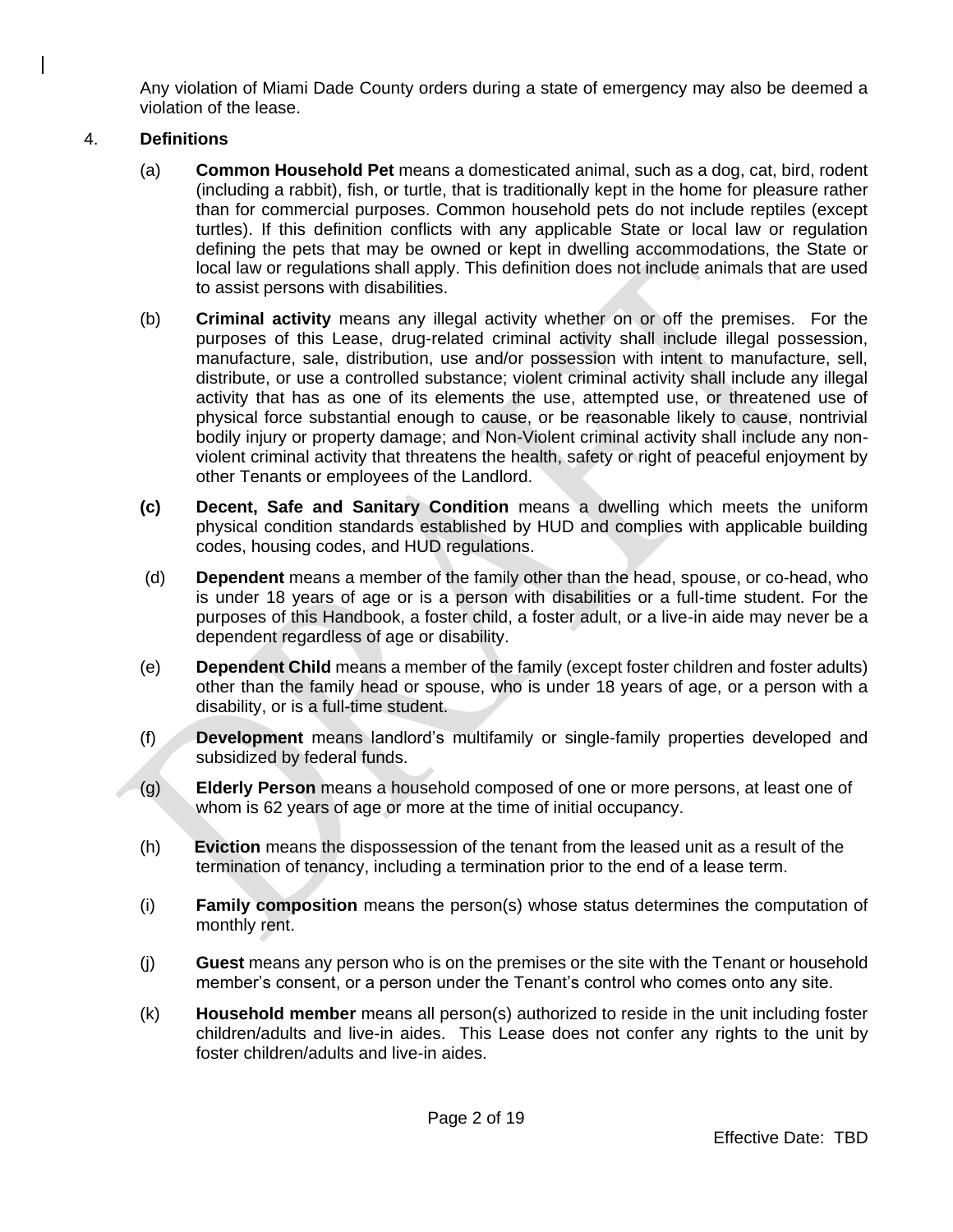Any violation of Miami Dade County orders during a state of emergency may also be deemed a violation of the lease.

4. **Definitions**

(a) **Common Household Pet** means a domesticated animal, such as a dog, cat, bird, rodent (including a rabbit), fish, or turtle, that is traditionally kept in the home for pleasure rather than for commercial purposes. Common household pets do not include reptiles (except turtles). If this definition conflicts with any applicable State or local law or regulation defining the pets that may be owned or kept in dwelling accommodations, the State or local law or regulations shall apply. This definition does not include animals that are used to assist persons with disabilities.

(b) **Criminal activity** means any illegal activity whether on or off the premises. For the purposes of this Lease, drug-related criminal activity shall include illegal possession, manufacture, sale, distribution, use and/or possession with intent to manufacture, sell, distribute, or use a controlled substance; violent criminal activity shall include any illegal activity that has as one of its elements the use, attempted use, or threatened use of physical force substantial enough to cause, or be reasonable likely to cause, nontrivial bodily injury or property damage; and Non-Violent criminal activity shall include any non-violent criminal activity that threatens the health, safety or right of peaceful enjoyment by other Tenants or employees of the Landlord.

**(c)** **Decent, Safe and Sanitary Condition** means a dwelling which meets the uniform physical condition standards established by HUD and complies with applicable building codes, housing codes, and HUD regulations.

(d) **Dependent** means a member of the family other than the head, spouse, or co-head, who is under 18 years of age or is a person with disabilities or a full-time student. For the purposes of this Handbook, a foster child, a foster adult, or a live-in aide may never be a dependent regardless of age or disability.

(e) **Dependent Child** means a member of the family (except foster children and foster adults) other than the family head or spouse, who is under 18 years of age, or a person with a disability, or is a full-time student.

(f) **Development** means landlord's multifamily or single-family properties developed and subsidized by federal funds.

(g) **Elderly Person** means a household composed of one or more persons, at least one of whom is 62 years of age or more at the time of initial occupancy.

(h) **Eviction** means the dispossession of the tenant from the leased unit as a result of the termination of tenancy, including a termination prior to the end of a lease term.

(i) **Family composition** means the person(s) whose status determines the computation of monthly rent.

(j) **Guest** means any person who is on the premises or the site with the Tenant or household member's consent, or a person under the Tenant's control who comes onto any site.

(k) **Household member** means all person(s) authorized to reside in the unit including foster children/adults and live-in aides. This Lease does not confer any rights to the unit by foster children/adults and live-in aides.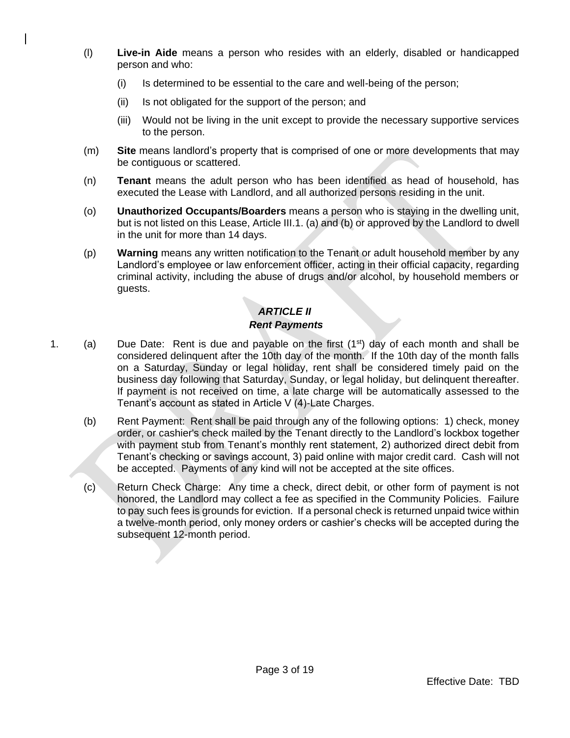(l) **Live-in Aide** means a person who resides with an elderly, disabled or handicapped person and who:

   (i) Is determined to be essential to the care and well-being of the person;

   (ii) Is not obligated for the support of the person; and

   (iii) Would not be living in the unit except to provide the necessary supportive services to the person.

(m) **Site** means landlord's property that is comprised of one or more developments that may be contiguous or scattered.

(n) **Tenant** means the adult person who has been identified as head of household, has executed the Lease with Landlord, and all authorized persons residing in the unit.

(o) **Unauthorized Occupants/Boarders** means a person who is staying in the dwelling unit, but is not listed on this Lease, Article III.1. (a) and (b) or approved by the Landlord to dwell in the unit for more than 14 days.

(p) **Warning** means any written notification to the Tenant or adult household member by any Landlord's employee or law enforcement officer, acting in their official capacity, regarding criminal activity, including the abuse of drugs and/or alcohol, by household members or guests.

## *ARTICLE II*
## *Rent Payments*

1. (a) Due Date: Rent is due and payable on the first (1st) day of each month and shall be considered delinquent after the 10th day of the month. If the 10th day of the month falls on a Saturday, Sunday or legal holiday, rent shall be considered timely paid on the business day following that Saturday, Sunday, or legal holiday, but delinquent thereafter. If payment is not received on time, a late charge will be automatically assessed to the Tenant's account as stated in Article V (4)-Late Charges.

   (b) Rent Payment: Rent shall be paid through any of the following options: 1) check, money order, or cashier's check mailed by the Tenant directly to the Landlord's lockbox together with payment stub from Tenant's monthly rent statement, 2) authorized direct debit from Tenant's checking or savings account, 3) paid online with major credit card. Cash will not be accepted. Payments of any kind will not be accepted at the site offices.

   (c) Return Check Charge: Any time a check, direct debit, or other form of payment is not honored, the Landlord may collect a fee as specified in the Community Policies. Failure to pay such fees is grounds for eviction. If a personal check is returned unpaid twice within a twelve-month period, only money orders or cashier's checks will be accepted during the subsequent 12-month period.

Effective Date: TBD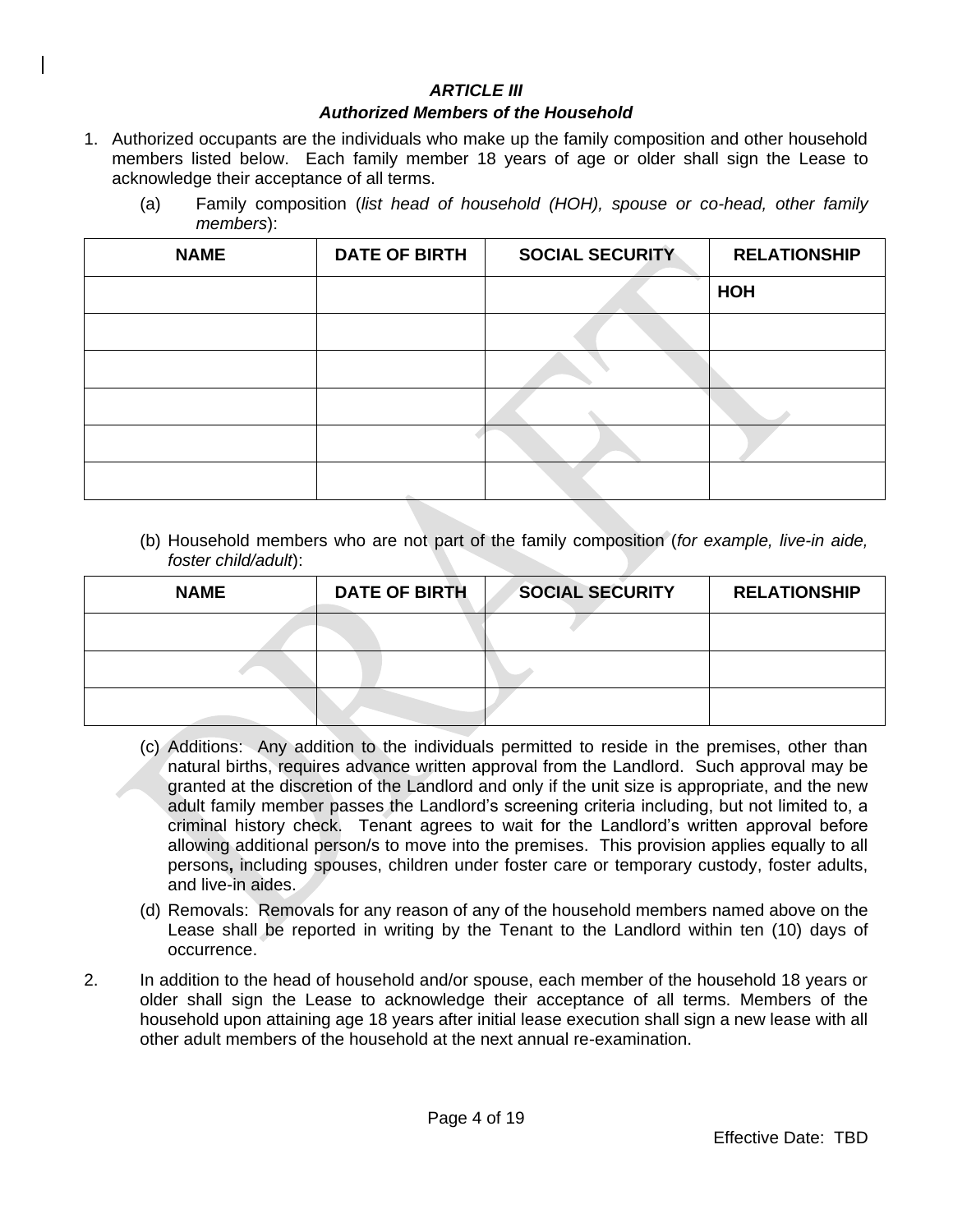### *ARTICLE III*
### *Authorized Members of the Household*

1. Authorized occupants are the individuals who make up the family composition and other household members listed below. Each family member 18 years of age or older shall sign the Lease to acknowledge their acceptance of all terms.

   (a) Family composition (*list head of household (HOH), spouse or co-head, other family members*):

| NAME | DATE OF BIRTH | SOCIAL SECURITY | RELATIONSHIP |
|---|---|---|---|
| | | | **HOH** |
| | | | |
| | | | |
| | | | |
| | | | |
| | | | |

   (b) Household members who are not part of the family composition (*for example, live-in aide, foster child/adult*):

| NAME | DATE OF BIRTH | SOCIAL SECURITY | RELATIONSHIP |
|---|---|---|---|
| | | | |
| | | | |
| | | | |

   (c) Additions: Any addition to the individuals permitted to reside in the premises, other than natural births, requires advance written approval from the Landlord. Such approval may be granted at the discretion of the Landlord and only if the unit size is appropriate, and the new adult family member passes the Landlord's screening criteria including, but not limited to, a criminal history check. Tenant agrees to wait for the Landlord's written approval before allowing additional person/s to move into the premises. This provision applies equally to all persons**,** including spouses, children under foster care or temporary custody, foster adults, and live-in aides.

   (d) Removals: Removals for any reason of any of the household members named above on the Lease shall be reported in writing by the Tenant to the Landlord within ten (10) days of occurrence.

2. In addition to the head of household and/or spouse, each member of the household 18 years or older shall sign the Lease to acknowledge their acceptance of all terms. Members of the household upon attaining age 18 years after initial lease execution shall sign a new lease with all other adult members of the household at the next annual re-examination.

Effective Date: TBD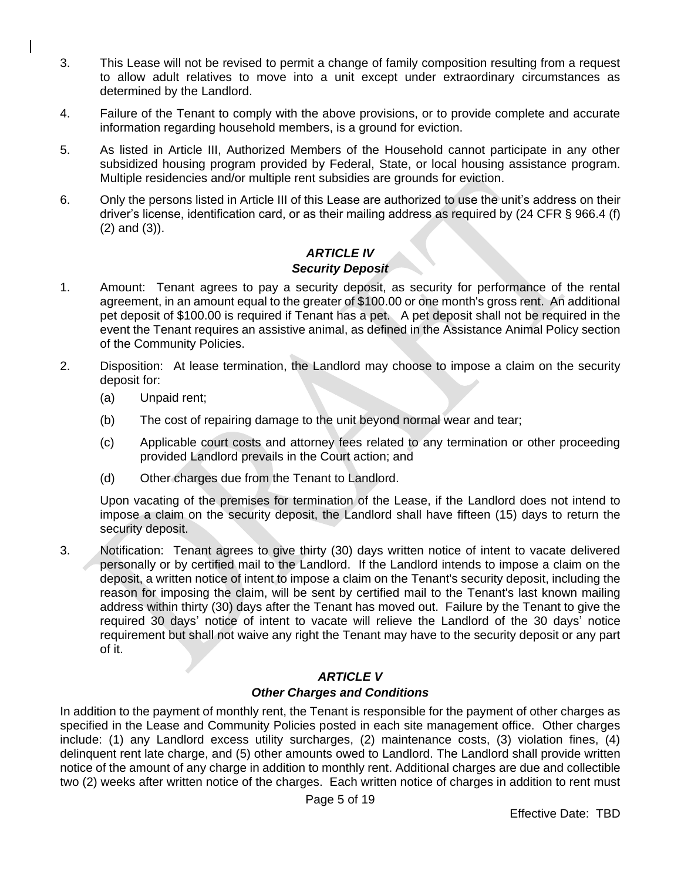3. This Lease will not be revised to permit a change of family composition resulting from a request to allow adult relatives to move into a unit except under extraordinary circumstances as determined by the Landlord.

4. Failure of the Tenant to comply with the above provisions, or to provide complete and accurate information regarding household members, is a ground for eviction.

5. As listed in Article III, Authorized Members of the Household cannot participate in any other subsidized housing program provided by Federal, State, or local housing assistance program. Multiple residencies and/or multiple rent subsidies are grounds for eviction.

6. Only the persons listed in Article III of this Lease are authorized to use the unit's address on their driver's license, identification card, or as their mailing address as required by (24 CFR § 966.4 (f) (2) and (3)).

## *ARTICLE IV*
## *Security Deposit*

1. Amount: Tenant agrees to pay a security deposit, as security for performance of the rental agreement, in an amount equal to the greater of $100.00 or one month's gross rent. An additional pet deposit of $100.00 is required if Tenant has a pet. A pet deposit shall not be required in the event the Tenant requires an assistive animal, as defined in the Assistance Animal Policy section of the Community Policies.

2. Disposition: At lease termination, the Landlord may choose to impose a claim on the security deposit for:

   (a) Unpaid rent;

   (b) The cost of repairing damage to the unit beyond normal wear and tear;

   (c) Applicable court costs and attorney fees related to any termination or other proceeding provided Landlord prevails in the Court action; and

   (d) Other charges due from the Tenant to Landlord.

   Upon vacating of the premises for termination of the Lease, if the Landlord does not intend to impose a claim on the security deposit, the Landlord shall have fifteen (15) days to return the security deposit.

3. Notification: Tenant agrees to give thirty (30) days written notice of intent to vacate delivered personally or by certified mail to the Landlord. If the Landlord intends to impose a claim on the deposit, a written notice of intent to impose a claim on the Tenant's security deposit, including the reason for imposing the claim, will be sent by certified mail to the Tenant's last known mailing address within thirty (30) days after the Tenant has moved out. Failure by the Tenant to give the required 30 days' notice of intent to vacate will relieve the Landlord of the 30 days' notice requirement but shall not waive any right the Tenant may have to the security deposit or any part of it.

## *ARTICLE V*
## *Other Charges and Conditions*

In addition to the payment of monthly rent, the Tenant is responsible for the payment of other charges as specified in the Lease and Community Policies posted in each site management office. Other charges include: (1) any Landlord excess utility surcharges, (2) maintenance costs, (3) violation fines, (4) delinquent rent late charge, and (5) other amounts owed to Landlord. The Landlord shall provide written notice of the amount of any charge in addition to monthly rent. Additional charges are due and collectible two (2) weeks after written notice of the charges. Each written notice of charges in addition to rent must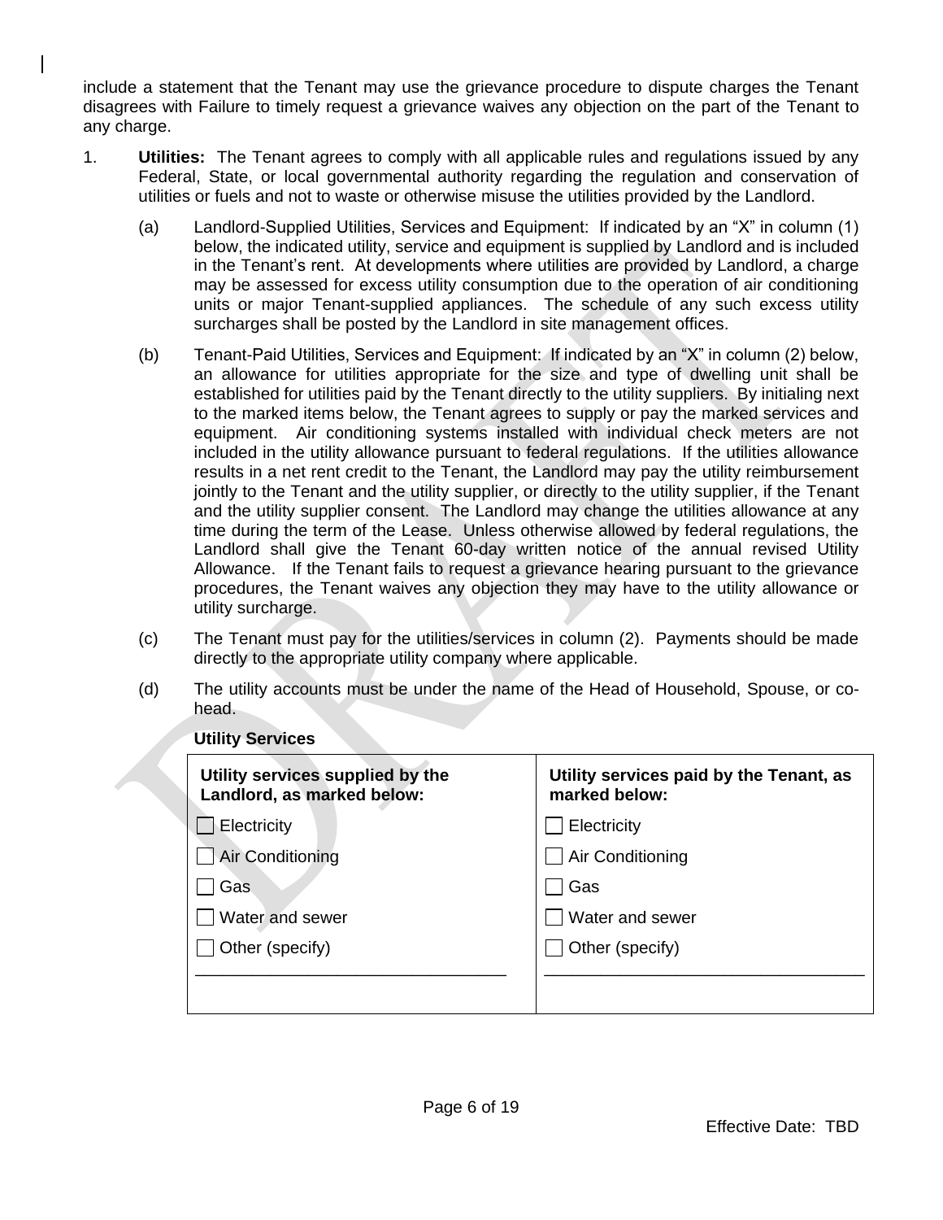include a statement that the Tenant may use the grievance procedure to dispute charges the Tenant disagrees with Failure to timely request a grievance waives any objection on the part of the Tenant to any charge.

1. **Utilities:** The Tenant agrees to comply with all applicable rules and regulations issued by any Federal, State, or local governmental authority regarding the regulation and conservation of utilities or fuels and not to waste or otherwise misuse the utilities provided by the Landlord.

   (a) Landlord-Supplied Utilities, Services and Equipment: If indicated by an "X" in column (1) below, the indicated utility, service and equipment is supplied by Landlord and is included in the Tenant's rent. At developments where utilities are provided by Landlord, a charge may be assessed for excess utility consumption due to the operation of air conditioning units or major Tenant-supplied appliances. The schedule of any such excess utility surcharges shall be posted by the Landlord in site management offices.

   (b) Tenant-Paid Utilities, Services and Equipment: If indicated by an "X" in column (2) below, an allowance for utilities appropriate for the size and type of dwelling unit shall be established for utilities paid by the Tenant directly to the utility suppliers. By initialing next to the marked items below, the Tenant agrees to supply or pay the marked services and equipment. Air conditioning systems installed with individual check meters are not included in the utility allowance pursuant to federal regulations. If the utilities allowance results in a net rent credit to the Tenant, the Landlord may pay the utility reimbursement jointly to the Tenant and the utility supplier, or directly to the utility supplier, if the Tenant and the utility supplier consent. The Landlord may change the utilities allowance at any time during the term of the Lease. Unless otherwise allowed by federal regulations, the Landlord shall give the Tenant 60-day written notice of the annual revised Utility Allowance. If the Tenant fails to request a grievance hearing pursuant to the grievance procedures, the Tenant waives any objection they may have to the utility allowance or utility surcharge.

   (c) The Tenant must pay for the utilities/services in column (2). Payments should be made directly to the appropriate utility company where applicable.

   (d) The utility accounts must be under the name of the Head of Household, Spouse, or co-head.

**Utility Services**

| **Utility services supplied by the Landlord, as marked below:** | **Utility services paid by the Tenant, as marked below:** |
|---|---|
| ☐ Electricity | ☐ Electricity |
| ☐ Air Conditioning | ☐ Air Conditioning |
| ☐ Gas | ☐ Gas |
| ☐ Water and sewer | ☐ Water and sewer |
| ☐ Other (specify) | ☐ Other (specify) |
| ______________________________ | ______________________________ |

Effective Date: TBD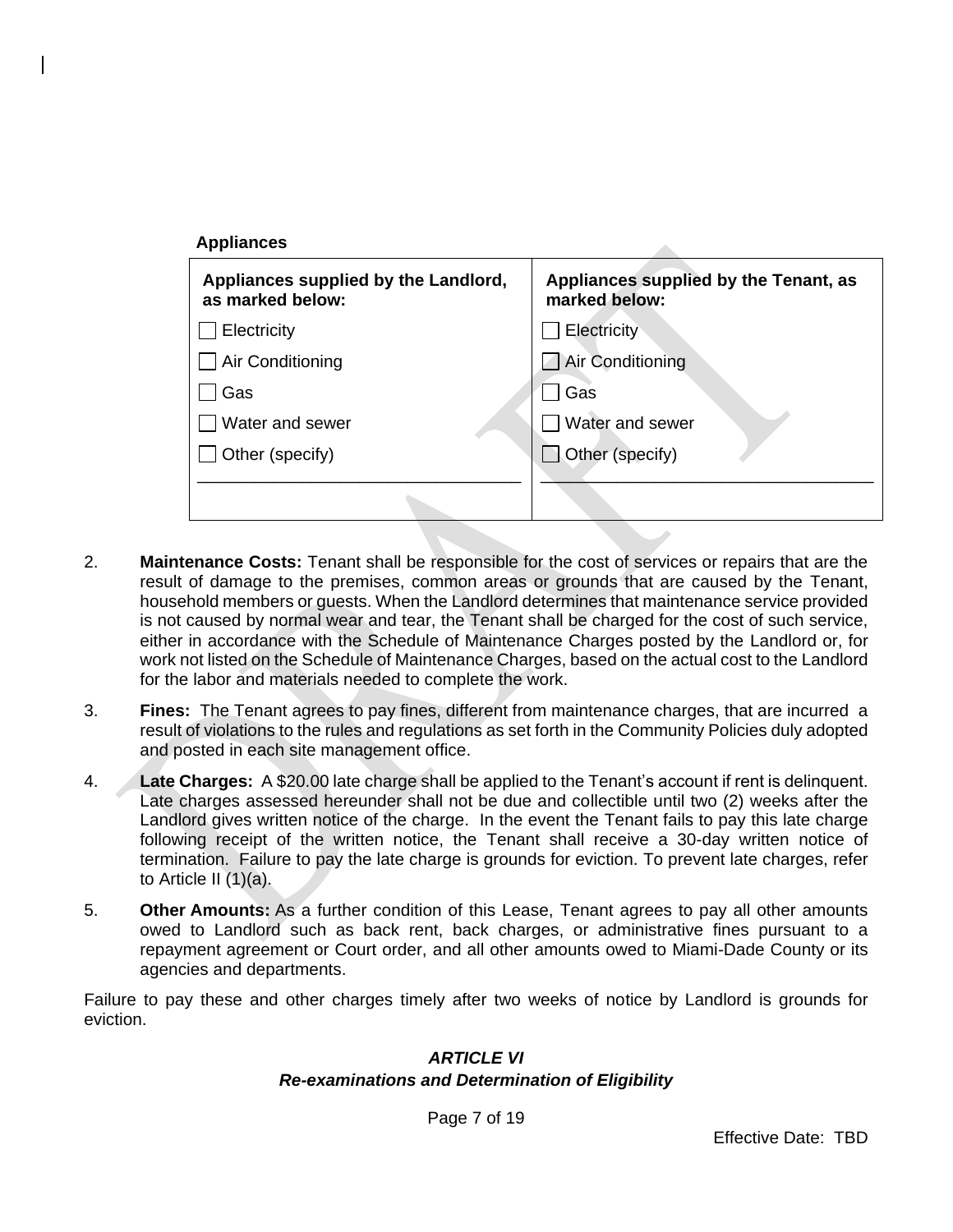**Appliances**

| Appliances supplied by the Landlord, as marked below: | Appliances supplied by the Tenant, as marked below: |
|---|---|
| ☐ Electricity | ☐ Electricity |
| ☐ Air Conditioning | ☐ Air Conditioning |
| ☐ Gas | ☐ Gas |
| ☐ Water and sewer | ☐ Water and sewer |
| ☐ Other (specify) | ☐ Other (specify) |
| ______________________________ | ______________________________ |

2. **Maintenance Costs:** Tenant shall be responsible for the cost of services or repairs that are the result of damage to the premises, common areas or grounds that are caused by the Tenant, household members or guests. When the Landlord determines that maintenance service provided is not caused by normal wear and tear, the Tenant shall be charged for the cost of such service, either in accordance with the Schedule of Maintenance Charges posted by the Landlord or, for work not listed on the Schedule of Maintenance Charges, based on the actual cost to the Landlord for the labor and materials needed to complete the work.

3. **Fines:** The Tenant agrees to pay fines, different from maintenance charges, that are incurred a result of violations to the rules and regulations as set forth in the Community Policies duly adopted and posted in each site management office.

4. **Late Charges:** A $20.00 late charge shall be applied to the Tenant's account if rent is delinquent. Late charges assessed hereunder shall not be due and collectible until two (2) weeks after the Landlord gives written notice of the charge. In the event the Tenant fails to pay this late charge following receipt of the written notice, the Tenant shall receive a 30-day written notice of termination. Failure to pay the late charge is grounds for eviction. To prevent late charges, refer to Article II (1)(a).

5. **Other Amounts:** As a further condition of this Lease, Tenant agrees to pay all other amounts owed to Landlord such as back rent, back charges, or administrative fines pursuant to a repayment agreement or Court order, and all other amounts owed to Miami-Dade County or its agencies and departments.

Failure to pay these and other charges timely after two weeks of notice by Landlord is grounds for eviction.

## *ARTICLE VI*
## *Re-examinations and Determination of Eligibility*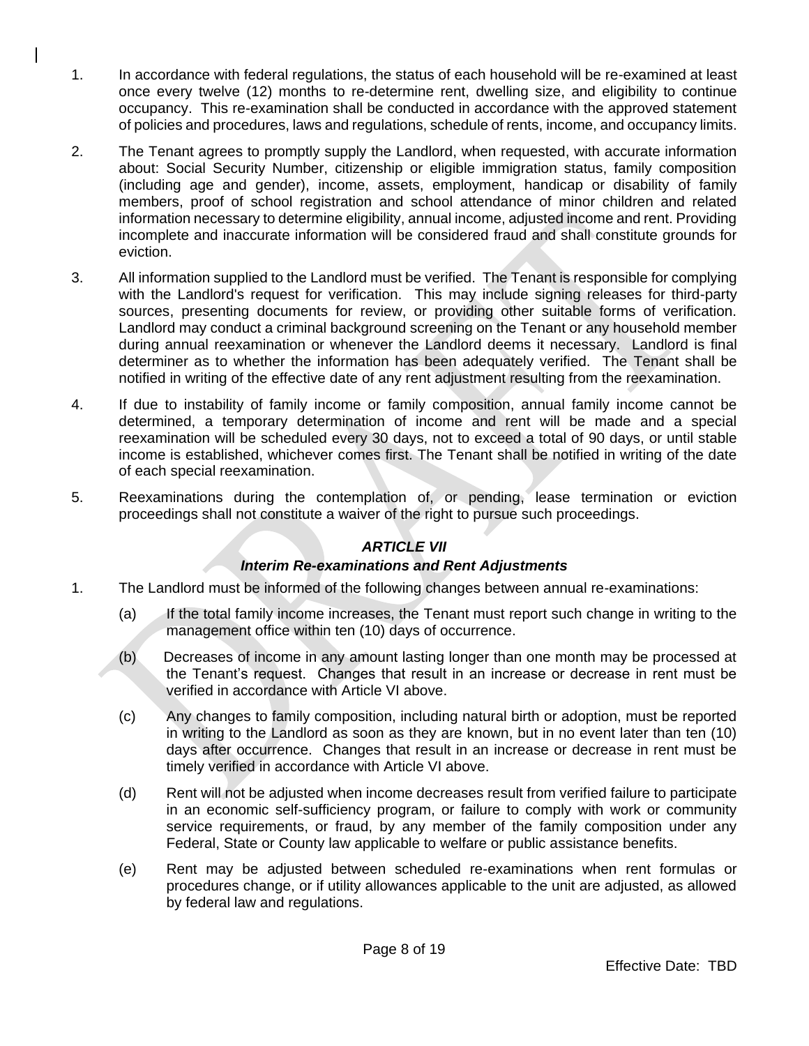1. In accordance with federal regulations, the status of each household will be re-examined at least once every twelve (12) months to re-determine rent, dwelling size, and eligibility to continue occupancy. This re-examination shall be conducted in accordance with the approved statement of policies and procedures, laws and regulations, schedule of rents, income, and occupancy limits.

2. The Tenant agrees to promptly supply the Landlord, when requested, with accurate information about: Social Security Number, citizenship or eligible immigration status, family composition (including age and gender), income, assets, employment, handicap or disability of family members, proof of school registration and school attendance of minor children and related information necessary to determine eligibility, annual income, adjusted income and rent. Providing incomplete and inaccurate information will be considered fraud and shall constitute grounds for eviction.

3. All information supplied to the Landlord must be verified. The Tenant is responsible for complying with the Landlord's request for verification. This may include signing releases for third-party sources, presenting documents for review, or providing other suitable forms of verification. Landlord may conduct a criminal background screening on the Tenant or any household member during annual reexamination or whenever the Landlord deems it necessary. Landlord is final determiner as to whether the information has been adequately verified. The Tenant shall be notified in writing of the effective date of any rent adjustment resulting from the reexamination.

4. If due to instability of family income or family composition, annual family income cannot be determined, a temporary determination of income and rent will be made and a special reexamination will be scheduled every 30 days, not to exceed a total of 90 days, or until stable income is established, whichever comes first. The Tenant shall be notified in writing of the date of each special reexamination.

5. Reexaminations during the contemplation of, or pending, lease termination or eviction proceedings shall not constitute a waiver of the right to pursue such proceedings.

## *ARTICLE VII*
## *Interim Re-examinations and Rent Adjustments*

1. The Landlord must be informed of the following changes between annual re-examinations:

   (a) If the total family income increases, the Tenant must report such change in writing to the management office within ten (10) days of occurrence.

   (b) Decreases of income in any amount lasting longer than one month may be processed at the Tenant's request. Changes that result in an increase or decrease in rent must be verified in accordance with Article VI above.

   (c) Any changes to family composition, including natural birth or adoption, must be reported in writing to the Landlord as soon as they are known, but in no event later than ten (10) days after occurrence. Changes that result in an increase or decrease in rent must be timely verified in accordance with Article VI above.

   (d) Rent will not be adjusted when income decreases result from verified failure to participate in an economic self-sufficiency program, or failure to comply with work or community service requirements, or fraud, by any member of the family composition under any Federal, State or County law applicable to welfare or public assistance benefits.

   (e) Rent may be adjusted between scheduled re-examinations when rent formulas or procedures change, or if utility allowances applicable to the unit are adjusted, as allowed by federal law and regulations.

Effective Date: TBD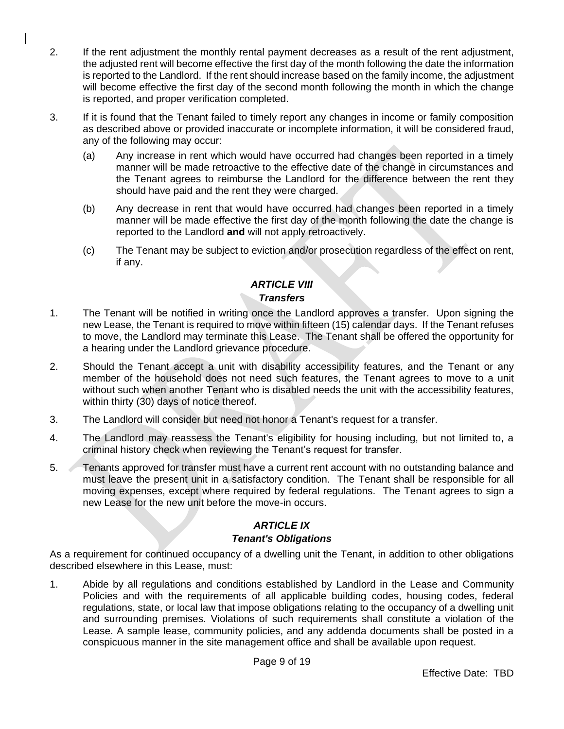2. If the rent adjustment the monthly rental payment decreases as a result of the rent adjustment, the adjusted rent will become effective the first day of the month following the date the information is reported to the Landlord. If the rent should increase based on the family income, the adjustment will become effective the first day of the second month following the month in which the change is reported, and proper verification completed.

3. If it is found that the Tenant failed to timely report any changes in income or family composition as described above or provided inaccurate or incomplete information, it will be considered fraud, any of the following may occur:

   (a) Any increase in rent which would have occurred had changes been reported in a timely manner will be made retroactive to the effective date of the change in circumstances and the Tenant agrees to reimburse the Landlord for the difference between the rent they should have paid and the rent they were charged.

   (b) Any decrease in rent that would have occurred had changes been reported in a timely manner will be made effective the first day of the month following the date the change is reported to the Landlord **and** will not apply retroactively.

   (c) The Tenant may be subject to eviction and/or prosecution regardless of the effect on rent, if any.

## *ARTICLE VIII*
### *Transfers*

1. The Tenant will be notified in writing once the Landlord approves a transfer. Upon signing the new Lease, the Tenant is required to move within fifteen (15) calendar days. If the Tenant refuses to move, the Landlord may terminate this Lease. The Tenant shall be offered the opportunity for a hearing under the Landlord grievance procedure.

2. Should the Tenant accept a unit with disability accessibility features, and the Tenant or any member of the household does not need such features, the Tenant agrees to move to a unit without such when another Tenant who is disabled needs the unit with the accessibility features, within thirty (30) days of notice thereof.

3. The Landlord will consider but need not honor a Tenant's request for a transfer.

4. The Landlord may reassess the Tenant's eligibility for housing including, but not limited to, a criminal history check when reviewing the Tenant's request for transfer.

5. Tenants approved for transfer must have a current rent account with no outstanding balance and must leave the present unit in a satisfactory condition. The Tenant shall be responsible for all moving expenses, except where required by federal regulations. The Tenant agrees to sign a new Lease for the new unit before the move-in occurs.

## *ARTICLE IX*
### *Tenant's Obligations*

As a requirement for continued occupancy of a dwelling unit the Tenant, in addition to other obligations described elsewhere in this Lease, must:

1. Abide by all regulations and conditions established by Landlord in the Lease and Community Policies and with the requirements of all applicable building codes, housing codes, federal regulations, state, or local law that impose obligations relating to the occupancy of a dwelling unit and surrounding premises. Violations of such requirements shall constitute a violation of the Lease. A sample lease, community policies, and any addenda documents shall be posted in a conspicuous manner in the site management office and shall be available upon request.

Effective Date: TBD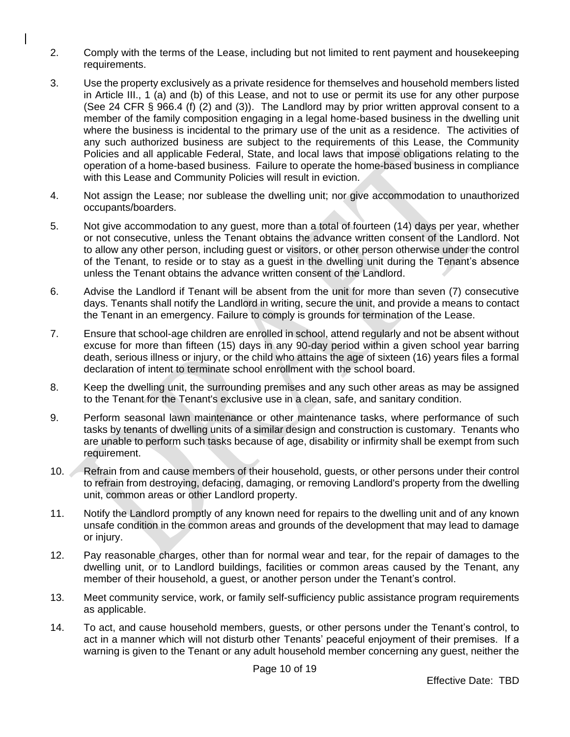2. Comply with the terms of the Lease, including but not limited to rent payment and housekeeping requirements.

3. Use the property exclusively as a private residence for themselves and household members listed in Article III., 1 (a) and (b) of this Lease, and not to use or permit its use for any other purpose (See 24 CFR § 966.4 (f) (2) and (3)). The Landlord may by prior written approval consent to a member of the family composition engaging in a legal home-based business in the dwelling unit where the business is incidental to the primary use of the unit as a residence. The activities of any such authorized business are subject to the requirements of this Lease, the Community Policies and all applicable Federal, State, and local laws that impose obligations relating to the operation of a home-based business. Failure to operate the home-based business in compliance with this Lease and Community Policies will result in eviction.

4. Not assign the Lease; nor sublease the dwelling unit; nor give accommodation to unauthorized occupants/boarders.

5. Not give accommodation to any guest, more than a total of fourteen (14) days per year, whether or not consecutive, unless the Tenant obtains the advance written consent of the Landlord. Not to allow any other person, including guest or visitors, or other person otherwise under the control of the Tenant, to reside or to stay as a guest in the dwelling unit during the Tenant's absence unless the Tenant obtains the advance written consent of the Landlord.

6. Advise the Landlord if Tenant will be absent from the unit for more than seven (7) consecutive days. Tenants shall notify the Landlord in writing, secure the unit, and provide a means to contact the Tenant in an emergency. Failure to comply is grounds for termination of the Lease.

7. Ensure that school-age children are enrolled in school, attend regularly and not be absent without excuse for more than fifteen (15) days in any 90-day period within a given school year barring death, serious illness or injury, or the child who attains the age of sixteen (16) years files a formal declaration of intent to terminate school enrollment with the school board.

8. Keep the dwelling unit, the surrounding premises and any such other areas as may be assigned to the Tenant for the Tenant's exclusive use in a clean, safe, and sanitary condition.

9. Perform seasonal lawn maintenance or other maintenance tasks, where performance of such tasks by tenants of dwelling units of a similar design and construction is customary. Tenants who are unable to perform such tasks because of age, disability or infirmity shall be exempt from such requirement.

10. Refrain from and cause members of their household, guests, or other persons under their control to refrain from destroying, defacing, damaging, or removing Landlord's property from the dwelling unit, common areas or other Landlord property.

11. Notify the Landlord promptly of any known need for repairs to the dwelling unit and of any known unsafe condition in the common areas and grounds of the development that may lead to damage or injury.

12. Pay reasonable charges, other than for normal wear and tear, for the repair of damages to the dwelling unit, or to Landlord buildings, facilities or common areas caused by the Tenant, any member of their household, a guest, or another person under the Tenant's control.

13. Meet community service, work, or family self-sufficiency public assistance program requirements as applicable.

14. To act, and cause household members, guests, or other persons under the Tenant's control, to act in a manner which will not disturb other Tenants' peaceful enjoyment of their premises. If a warning is given to the Tenant or any adult household member concerning any guest, neither the

Effective Date: TBD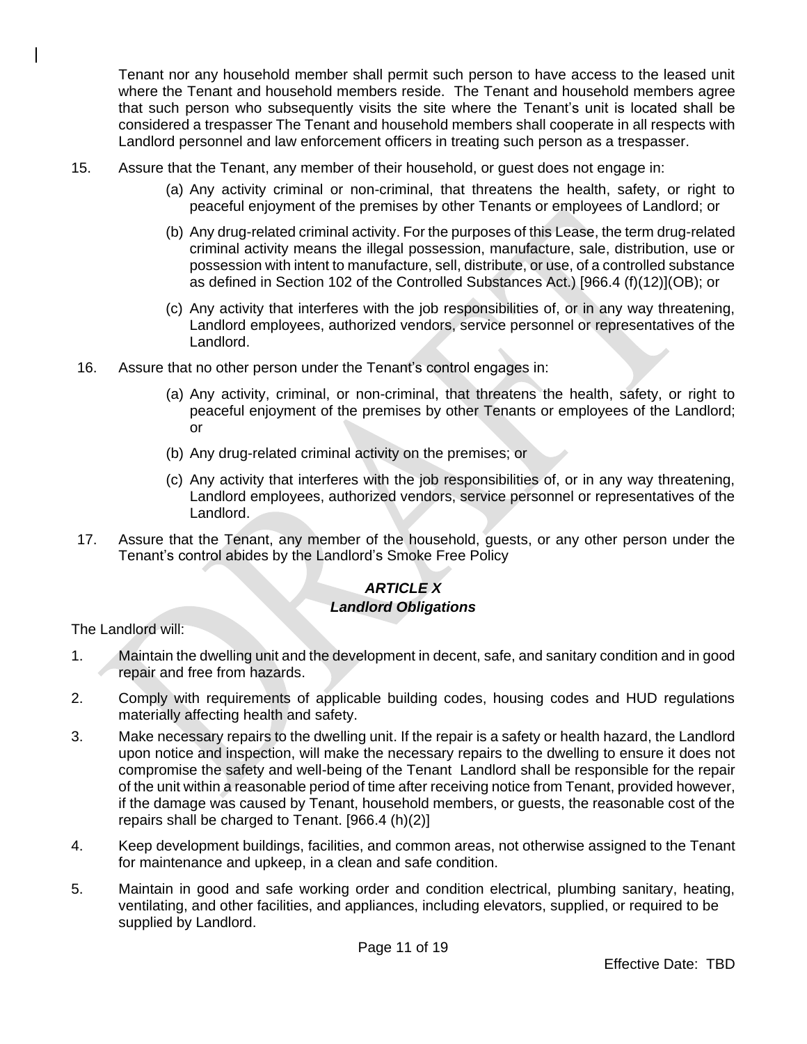Tenant nor any household member shall permit such person to have access to the leased unit where the Tenant and household members reside. The Tenant and household members agree that such person who subsequently visits the site where the Tenant's unit is located shall be considered a trespasser The Tenant and household members shall cooperate in all respects with Landlord personnel and law enforcement officers in treating such person as a trespasser.

15. Assure that the Tenant, any member of their household, or guest does not engage in:

    (a) Any activity criminal or non-criminal, that threatens the health, safety, or right to peaceful enjoyment of the premises by other Tenants or employees of Landlord; or

    (b) Any drug-related criminal activity. For the purposes of this Lease, the term drug-related criminal activity means the illegal possession, manufacture, sale, distribution, use or possession with intent to manufacture, sell, distribute, or use, of a controlled substance as defined in Section 102 of the Controlled Substances Act.) [966.4 (f)(12)](OB); or

    (c) Any activity that interferes with the job responsibilities of, or in any way threatening, Landlord employees, authorized vendors, service personnel or representatives of the Landlord.

16. Assure that no other person under the Tenant's control engages in:

    (a) Any activity, criminal, or non-criminal, that threatens the health, safety, or right to peaceful enjoyment of the premises by other Tenants or employees of the Landlord; or

    (b) Any drug-related criminal activity on the premises; or

    (c) Any activity that interferes with the job responsibilities of, or in any way threatening, Landlord employees, authorized vendors, service personnel or representatives of the Landlord.

17. Assure that the Tenant, any member of the household, guests, or any other person under the Tenant's control abides by the Landlord's Smoke Free Policy

### ***ARTICLE X***
### ***Landlord Obligations***

The Landlord will:

1. Maintain the dwelling unit and the development in decent, safe, and sanitary condition and in good repair and free from hazards.

2. Comply with requirements of applicable building codes, housing codes and HUD regulations materially affecting health and safety.

3. Make necessary repairs to the dwelling unit. If the repair is a safety or health hazard, the Landlord upon notice and inspection, will make the necessary repairs to the dwelling to ensure it does not compromise the safety and well-being of the Tenant Landlord shall be responsible for the repair of the unit within a reasonable period of time after receiving notice from Tenant, provided however, if the damage was caused by Tenant, household members, or guests, the reasonable cost of the repairs shall be charged to Tenant. [966.4 (h)(2)]

4. Keep development buildings, facilities, and common areas, not otherwise assigned to the Tenant for maintenance and upkeep, in a clean and safe condition.

5. Maintain in good and safe working order and condition electrical, plumbing sanitary, heating, ventilating, and other facilities, and appliances, including elevators, supplied, or required to be supplied by Landlord.

Effective Date: TBD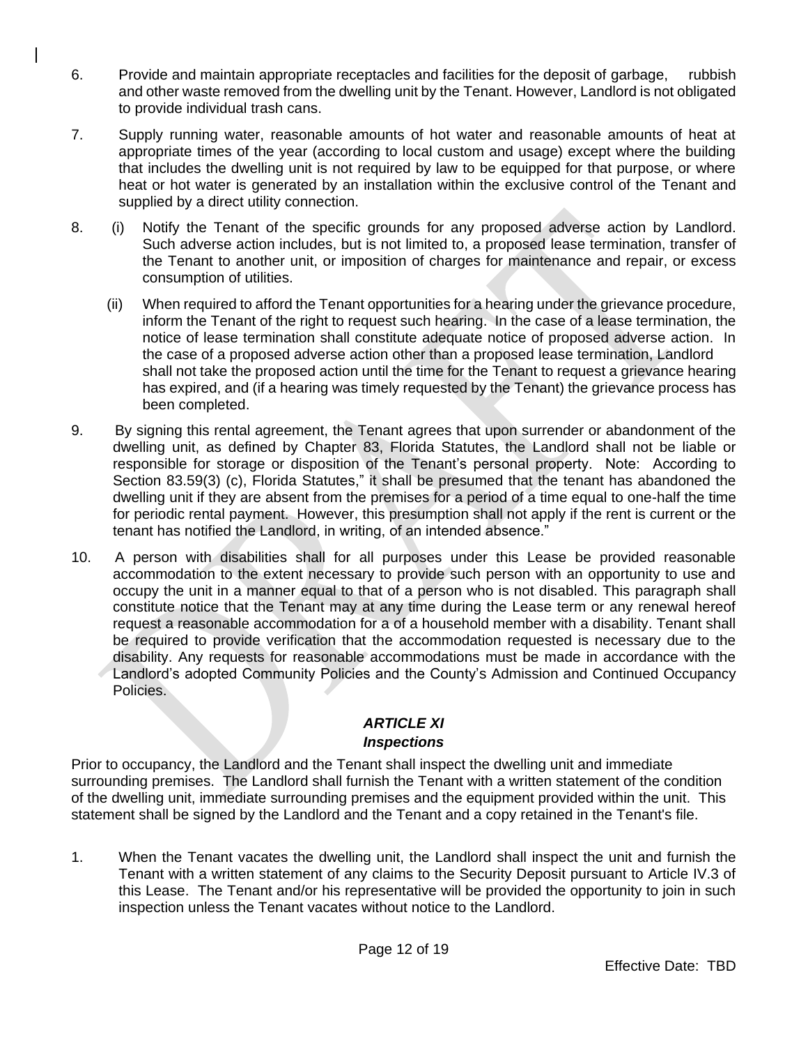6. Provide and maintain appropriate receptacles and facilities for the deposit of garbage, rubbish and other waste removed from the dwelling unit by the Tenant. However, Landlord is not obligated to provide individual trash cans.

7. Supply running water, reasonable amounts of hot water and reasonable amounts of heat at appropriate times of the year (according to local custom and usage) except where the building that includes the dwelling unit is not required by law to be equipped for that purpose, or where heat or hot water is generated by an installation within the exclusive control of the Tenant and supplied by a direct utility connection.

8. (i) Notify the Tenant of the specific grounds for any proposed adverse action by Landlord. Such adverse action includes, but is not limited to, a proposed lease termination, transfer of the Tenant to another unit, or imposition of charges for maintenance and repair, or excess consumption of utilities.

   (ii) When required to afford the Tenant opportunities for a hearing under the grievance procedure, inform the Tenant of the right to request such hearing. In the case of a lease termination, the notice of lease termination shall constitute adequate notice of proposed adverse action. In the case of a proposed adverse action other than a proposed lease termination, Landlord shall not take the proposed action until the time for the Tenant to request a grievance hearing has expired, and (if a hearing was timely requested by the Tenant) the grievance process has been completed.

9. By signing this rental agreement, the Tenant agrees that upon surrender or abandonment of the dwelling unit, as defined by Chapter 83, Florida Statutes, the Landlord shall not be liable or responsible for storage or disposition of the Tenant's personal property. Note: According to Section 83.59(3) (c), Florida Statutes," it shall be presumed that the tenant has abandoned the dwelling unit if they are absent from the premises for a period of a time equal to one-half the time for periodic rental payment. However, this presumption shall not apply if the rent is current or the tenant has notified the Landlord, in writing, of an intended absence."

10. A person with disabilities shall for all purposes under this Lease be provided reasonable accommodation to the extent necessary to provide such person with an opportunity to use and occupy the unit in a manner equal to that of a person who is not disabled. This paragraph shall constitute notice that the Tenant may at any time during the Lease term or any renewal hereof request a reasonable accommodation for a of a household member with a disability. Tenant shall be required to provide verification that the accommodation requested is necessary due to the disability. Any requests for reasonable accommodations must be made in accordance with the Landlord's adopted Community Policies and the County's Admission and Continued Occupancy Policies.

## *ARTICLE XI*
## *Inspections*

Prior to occupancy, the Landlord and the Tenant shall inspect the dwelling unit and immediate surrounding premises. The Landlord shall furnish the Tenant with a written statement of the condition of the dwelling unit, immediate surrounding premises and the equipment provided within the unit. This statement shall be signed by the Landlord and the Tenant and a copy retained in the Tenant's file.

1. When the Tenant vacates the dwelling unit, the Landlord shall inspect the unit and furnish the Tenant with a written statement of any claims to the Security Deposit pursuant to Article IV.3 of this Lease. The Tenant and/or his representative will be provided the opportunity to join in such inspection unless the Tenant vacates without notice to the Landlord.

Effective Date: TBD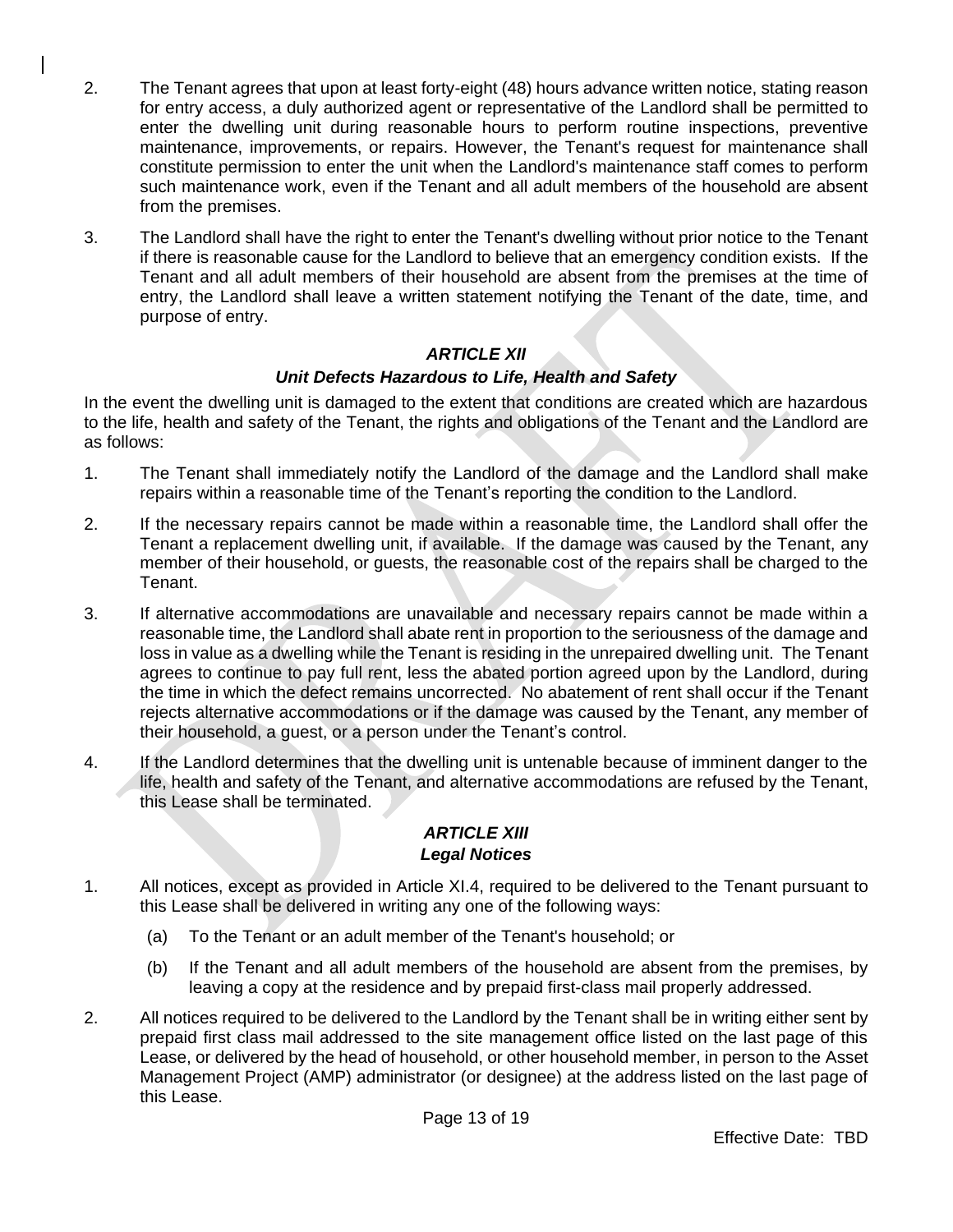2. The Tenant agrees that upon at least forty-eight (48) hours advance written notice, stating reason for entry access, a duly authorized agent or representative of the Landlord shall be permitted to enter the dwelling unit during reasonable hours to perform routine inspections, preventive maintenance, improvements, or repairs. However, the Tenant's request for maintenance shall constitute permission to enter the unit when the Landlord's maintenance staff comes to perform such maintenance work, even if the Tenant and all adult members of the household are absent from the premises.

3. The Landlord shall have the right to enter the Tenant's dwelling without prior notice to the Tenant if there is reasonable cause for the Landlord to believe that an emergency condition exists. If the Tenant and all adult members of their household are absent from the premises at the time of entry, the Landlord shall leave a written statement notifying the Tenant of the date, time, and purpose of entry.

### *ARTICLE XII*
### *Unit Defects Hazardous to Life, Health and Safety*

In the event the dwelling unit is damaged to the extent that conditions are created which are hazardous to the life, health and safety of the Tenant, the rights and obligations of the Tenant and the Landlord are as follows:

1. The Tenant shall immediately notify the Landlord of the damage and the Landlord shall make repairs within a reasonable time of the Tenant's reporting the condition to the Landlord.

2. If the necessary repairs cannot be made within a reasonable time, the Landlord shall offer the Tenant a replacement dwelling unit, if available. If the damage was caused by the Tenant, any member of their household, or guests, the reasonable cost of the repairs shall be charged to the Tenant.

3. If alternative accommodations are unavailable and necessary repairs cannot be made within a reasonable time, the Landlord shall abate rent in proportion to the seriousness of the damage and loss in value as a dwelling while the Tenant is residing in the unrepaired dwelling unit. The Tenant agrees to continue to pay full rent, less the abated portion agreed upon by the Landlord, during the time in which the defect remains uncorrected. No abatement of rent shall occur if the Tenant rejects alternative accommodations or if the damage was caused by the Tenant, any member of their household, a guest, or a person under the Tenant's control.

4. If the Landlord determines that the dwelling unit is untenable because of imminent danger to the life, health and safety of the Tenant, and alternative accommodations are refused by the Tenant, this Lease shall be terminated.

### *ARTICLE XIII*
### *Legal Notices*

1. All notices, except as provided in Article XI.4, required to be delivered to the Tenant pursuant to this Lease shall be delivered in writing any one of the following ways:

   (a) To the Tenant or an adult member of the Tenant's household; or

   (b) If the Tenant and all adult members of the household are absent from the premises, by leaving a copy at the residence and by prepaid first-class mail properly addressed.

2. All notices required to be delivered to the Landlord by the Tenant shall be in writing either sent by prepaid first class mail addressed to the site management office listed on the last page of this Lease, or delivered by the head of household, or other household member, in person to the Asset Management Project (AMP) administrator (or designee) at the address listed on the last page of this Lease.

Effective Date: TBD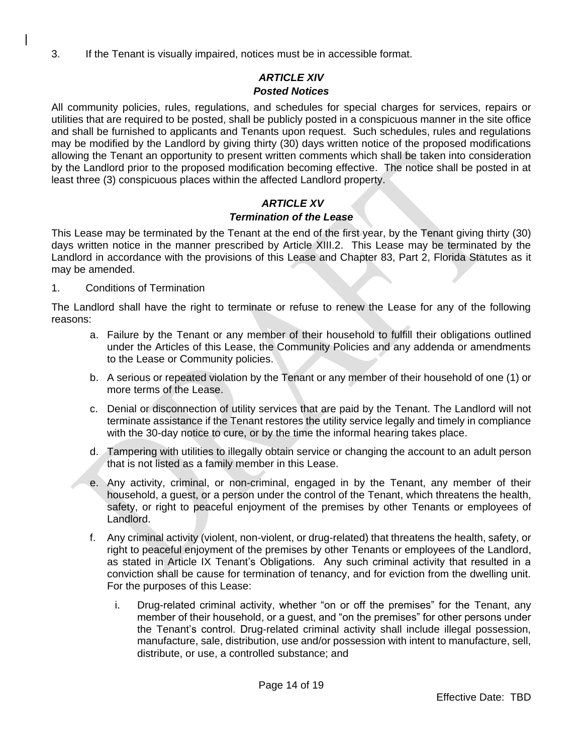3. If the Tenant is visually impaired, notices must be in accessible format.

## *ARTICLE XIV*
## *Posted Notices*

All community policies, rules, regulations, and schedules for special charges for services, repairs or utilities that are required to be posted, shall be publicly posted in a conspicuous manner in the site office and shall be furnished to applicants and Tenants upon request. Such schedules, rules and regulations may be modified by the Landlord by giving thirty (30) days written notice of the proposed modifications allowing the Tenant an opportunity to present written comments which shall be taken into consideration by the Landlord prior to the proposed modification becoming effective. The notice shall be posted in at least three (3) conspicuous places within the affected Landlord property.

## *ARTICLE XV*
## *Termination of the Lease*

This Lease may be terminated by the Tenant at the end of the first year, by the Tenant giving thirty (30) days written notice in the manner prescribed by Article XIII.2. This Lease may be terminated by the Landlord in accordance with the provisions of this Lease and Chapter 83, Part 2, Florida Statutes as it may be amended.

1. Conditions of Termination

The Landlord shall have the right to terminate or refuse to renew the Lease for any of the following reasons:

a. Failure by the Tenant or any member of their household to fulfill their obligations outlined under the Articles of this Lease, the Community Policies and any addenda or amendments to the Lease or Community policies.

b. A serious or repeated violation by the Tenant or any member of their household of one (1) or more terms of the Lease.

c. Denial or disconnection of utility services that are paid by the Tenant. The Landlord will not terminate assistance if the Tenant restores the utility service legally and timely in compliance with the 30-day notice to cure, or by the time the informal hearing takes place.

d. Tampering with utilities to illegally obtain service or changing the account to an adult person that is not listed as a family member in this Lease.

e. Any activity, criminal, or non-criminal, engaged in by the Tenant, any member of their household, a guest, or a person under the control of the Tenant, which threatens the health, safety, or right to peaceful enjoyment of the premises by other Tenants or employees of Landlord.

f. Any criminal activity (violent, non-violent, or drug-related) that threatens the health, safety, or right to peaceful enjoyment of the premises by other Tenants or employees of the Landlord, as stated in Article IX Tenant's Obligations. Any such criminal activity that resulted in a conviction shall be cause for termination of tenancy, and for eviction from the dwelling unit. For the purposes of this Lease:

   i. Drug-related criminal activity, whether "on or off the premises" for the Tenant, any member of their household, or a guest, and "on the premises" for other persons under the Tenant's control. Drug-related criminal activity shall include illegal possession, manufacture, sale, distribution, use and/or possession with intent to manufacture, sell, distribute, or use, a controlled substance; and

Effective Date: TBD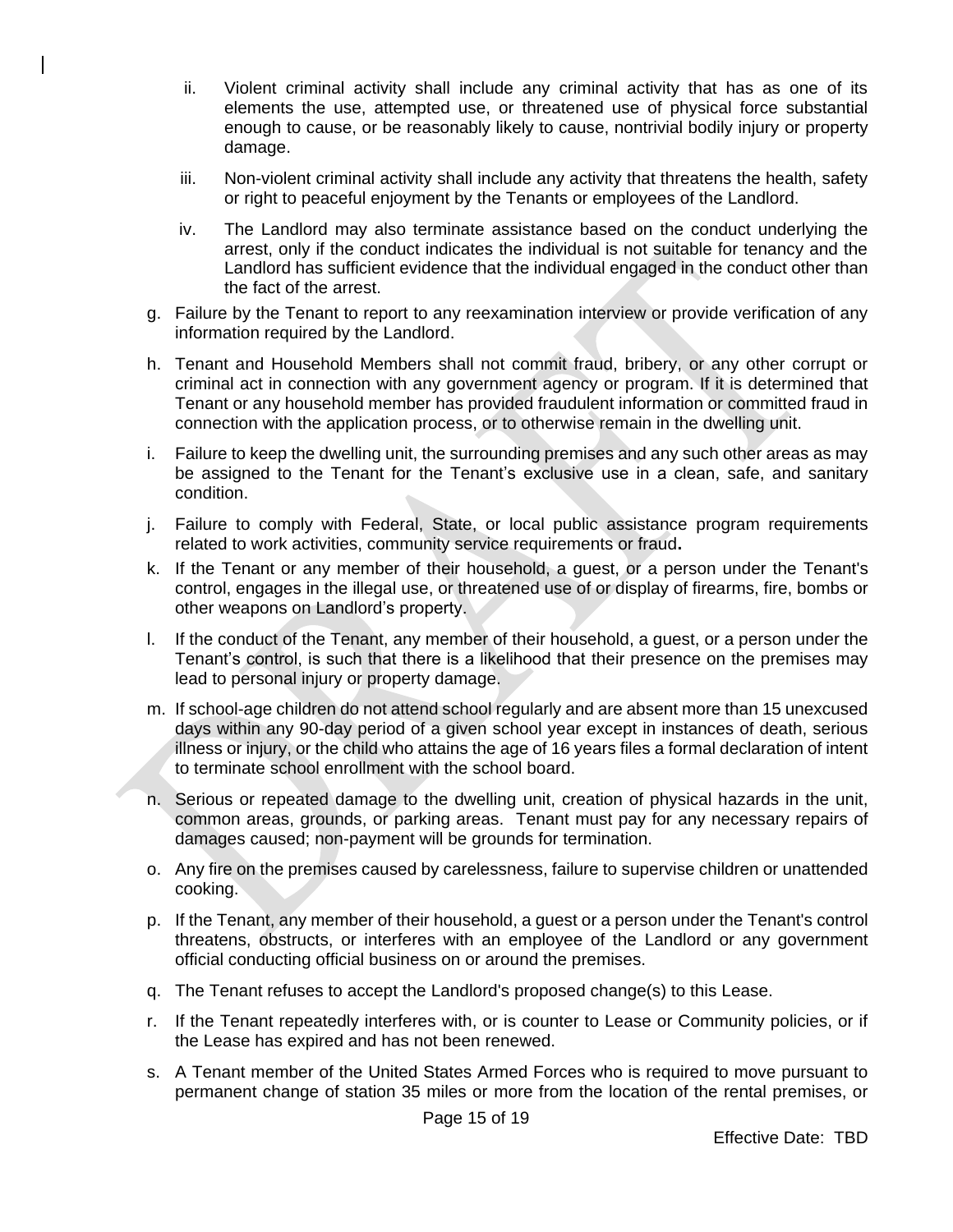ii. Violent criminal activity shall include any criminal activity that has as one of its elements the use, attempted use, or threatened use of physical force substantial enough to cause, or be reasonably likely to cause, nontrivial bodily injury or property damage.

   iii. Non-violent criminal activity shall include any activity that threatens the health, safety or right to peaceful enjoyment by the Tenants or employees of the Landlord.

   iv. The Landlord may also terminate assistance based on the conduct underlying the arrest, only if the conduct indicates the individual is not suitable for tenancy and the Landlord has sufficient evidence that the individual engaged in the conduct other than the fact of the arrest.

g. Failure by the Tenant to report to any reexamination interview or provide verification of any information required by the Landlord.

h. Tenant and Household Members shall not commit fraud, bribery, or any other corrupt or criminal act in connection with any government agency or program. If it is determined that Tenant or any household member has provided fraudulent information or committed fraud in connection with the application process, or to otherwise remain in the dwelling unit.

i. Failure to keep the dwelling unit, the surrounding premises and any such other areas as may be assigned to the Tenant for the Tenant's exclusive use in a clean, safe, and sanitary condition.

j. Failure to comply with Federal, State, or local public assistance program requirements related to work activities, community service requirements or fraud.

k. If the Tenant or any member of their household, a guest, or a person under the Tenant's control, engages in the illegal use, or threatened use of or display of firearms, fire, bombs or other weapons on Landlord's property.

l. If the conduct of the Tenant, any member of their household, a guest, or a person under the Tenant's control, is such that there is a likelihood that their presence on the premises may lead to personal injury or property damage.

m. If school-age children do not attend school regularly and are absent more than 15 unexcused days within any 90-day period of a given school year except in instances of death, serious illness or injury, or the child who attains the age of 16 years files a formal declaration of intent to terminate school enrollment with the school board.

n. Serious or repeated damage to the dwelling unit, creation of physical hazards in the unit, common areas, grounds, or parking areas. Tenant must pay for any necessary repairs of damages caused; non-payment will be grounds for termination.

o. Any fire on the premises caused by carelessness, failure to supervise children or unattended cooking.

p. If the Tenant, any member of their household, a guest or a person under the Tenant's control threatens, obstructs, or interferes with an employee of the Landlord or any government official conducting official business on or around the premises.

q. The Tenant refuses to accept the Landlord's proposed change(s) to this Lease.

r. If the Tenant repeatedly interferes with, or is counter to Lease or Community policies, or if the Lease has expired and has not been renewed.

s. A Tenant member of the United States Armed Forces who is required to move pursuant to permanent change of station 35 miles or more from the location of the rental premises, or

Effective Date: TBD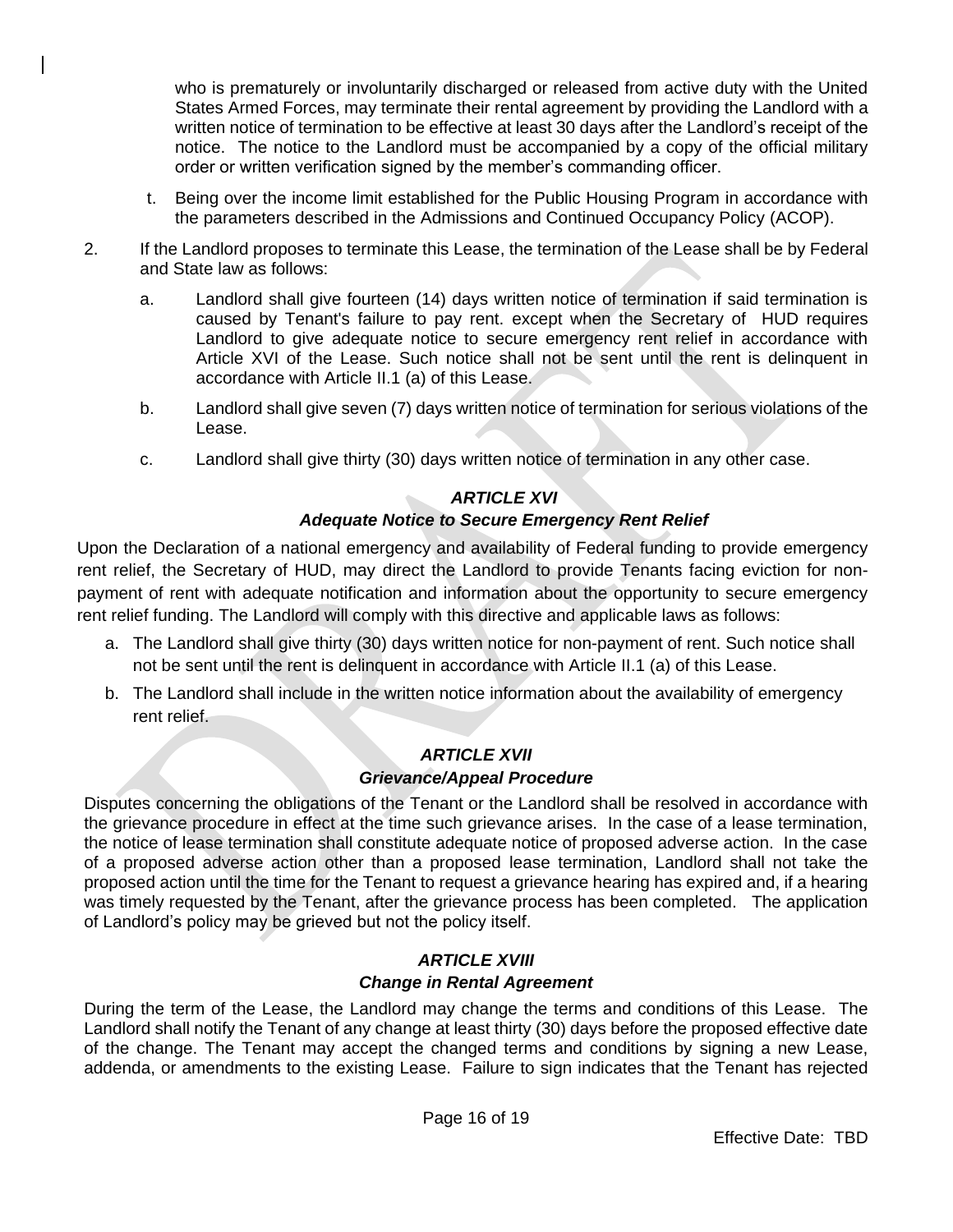who is prematurely or involuntarily discharged or released from active duty with the United States Armed Forces, may terminate their rental agreement by providing the Landlord with a written notice of termination to be effective at least 30 days after the Landlord's receipt of the notice. The notice to the Landlord must be accompanied by a copy of the official military order or written verification signed by the member's commanding officer.

t. Being over the income limit established for the Public Housing Program in accordance with the parameters described in the Admissions and Continued Occupancy Policy (ACOP).

2. If the Landlord proposes to terminate this Lease, the termination of the Lease shall be by Federal and State law as follows:

   a. Landlord shall give fourteen (14) days written notice of termination if said termination is caused by Tenant's failure to pay rent. except when the Secretary of HUD requires Landlord to give adequate notice to secure emergency rent relief in accordance with Article XVI of the Lease. Such notice shall not be sent until the rent is delinquent in accordance with Article II.1 (a) of this Lease.

   b. Landlord shall give seven (7) days written notice of termination for serious violations of the Lease.

   c. Landlord shall give thirty (30) days written notice of termination in any other case.

## *ARTICLE XVI*
## *Adequate Notice to Secure Emergency Rent Relief*

Upon the Declaration of a national emergency and availability of Federal funding to provide emergency rent relief, the Secretary of HUD, may direct the Landlord to provide Tenants facing eviction for non-payment of rent with adequate notification and information about the opportunity to secure emergency rent relief funding. The Landlord will comply with this directive and applicable laws as follows:

a. The Landlord shall give thirty (30) days written notice for non-payment of rent. Such notice shall not be sent until the rent is delinquent in accordance with Article II.1 (a) of this Lease.

b. The Landlord shall include in the written notice information about the availability of emergency rent relief.

## *ARTICLE XVII*
## *Grievance/Appeal Procedure*

Disputes concerning the obligations of the Tenant or the Landlord shall be resolved in accordance with the grievance procedure in effect at the time such grievance arises. In the case of a lease termination, the notice of lease termination shall constitute adequate notice of proposed adverse action. In the case of a proposed adverse action other than a proposed lease termination, Landlord shall not take the proposed action until the time for the Tenant to request a grievance hearing has expired and, if a hearing was timely requested by the Tenant, after the grievance process has been completed. The application of Landlord's policy may be grieved but not the policy itself.

## *ARTICLE XVIII*
## *Change in Rental Agreement*

During the term of the Lease, the Landlord may change the terms and conditions of this Lease. The Landlord shall notify the Tenant of any change at least thirty (30) days before the proposed effective date of the change. The Tenant may accept the changed terms and conditions by signing a new Lease, addenda, or amendments to the existing Lease. Failure to sign indicates that the Tenant has rejected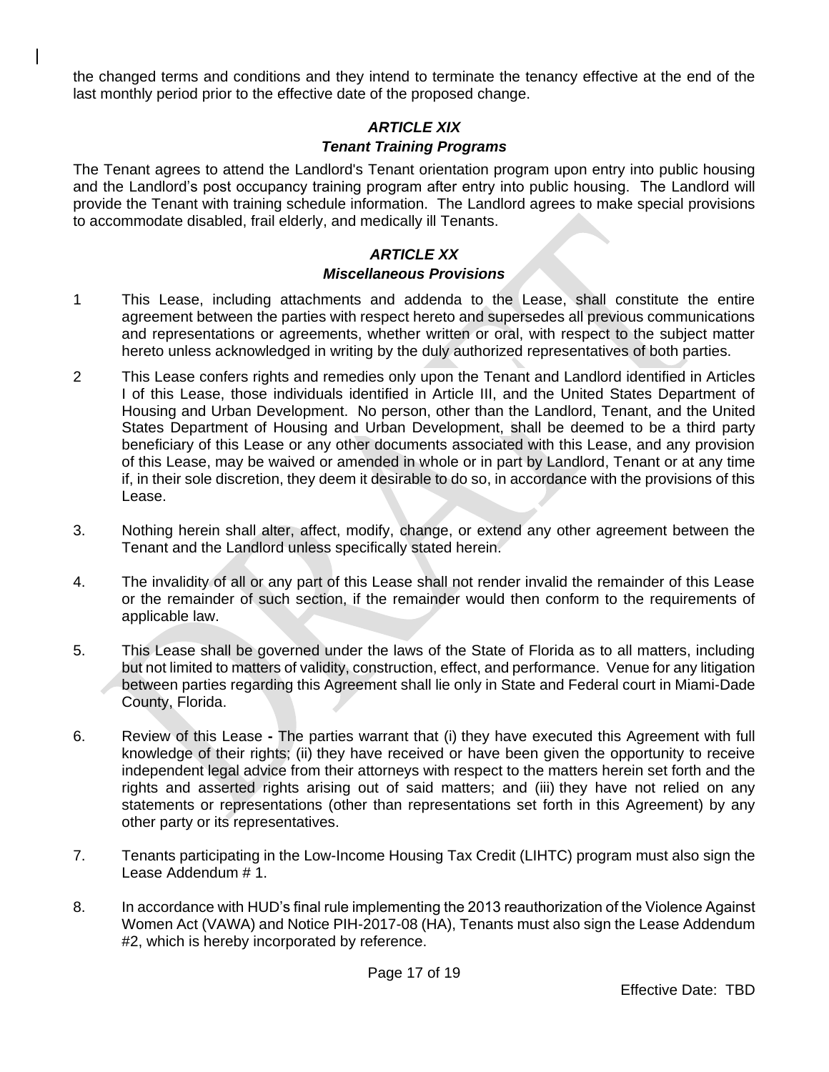the changed terms and conditions and they intend to terminate the tenancy effective at the end of the last monthly period prior to the effective date of the proposed change.

### *ARTICLE XIX*
### *Tenant Training Programs*

The Tenant agrees to attend the Landlord's Tenant orientation program upon entry into public housing and the Landlord's post occupancy training program after entry into public housing. The Landlord will provide the Tenant with training schedule information. The Landlord agrees to make special provisions to accommodate disabled, frail elderly, and medically ill Tenants.

### *ARTICLE XX*
### *Miscellaneous Provisions*

1 This Lease, including attachments and addenda to the Lease, shall constitute the entire agreement between the parties with respect hereto and supersedes all previous communications and representations or agreements, whether written or oral, with respect to the subject matter hereto unless acknowledged in writing by the duly authorized representatives of both parties.

2 This Lease confers rights and remedies only upon the Tenant and Landlord identified in Articles I of this Lease, those individuals identified in Article III, and the United States Department of Housing and Urban Development. No person, other than the Landlord, Tenant, and the United States Department of Housing and Urban Development, shall be deemed to be a third party beneficiary of this Lease or any other documents associated with this Lease, and any provision of this Lease, may be waived or amended in whole or in part by Landlord, Tenant or at any time if, in their sole discretion, they deem it desirable to do so, in accordance with the provisions of this Lease.

3. Nothing herein shall alter, affect, modify, change, or extend any other agreement between the Tenant and the Landlord unless specifically stated herein.

4. The invalidity of all or any part of this Lease shall not render invalid the remainder of this Lease or the remainder of such section, if the remainder would then conform to the requirements of applicable law.

5. This Lease shall be governed under the laws of the State of Florida as to all matters, including but not limited to matters of validity, construction, effect, and performance. Venue for any litigation between parties regarding this Agreement shall lie only in State and Federal court in Miami-Dade County, Florida.

6. Review of this Lease **-** The parties warrant that (i) they have executed this Agreement with full knowledge of their rights; (ii) they have received or have been given the opportunity to receive independent legal advice from their attorneys with respect to the matters herein set forth and the rights and asserted rights arising out of said matters; and (iii) they have not relied on any statements or representations (other than representations set forth in this Agreement) by any other party or its representatives.

7. Tenants participating in the Low-Income Housing Tax Credit (LIHTC) program must also sign the Lease Addendum # 1.

8. In accordance with HUD's final rule implementing the 2013 reauthorization of the Violence Against Women Act (VAWA) and Notice PIH-2017-08 (HA), Tenants must also sign the Lease Addendum #2, which is hereby incorporated by reference.

Effective Date: TBD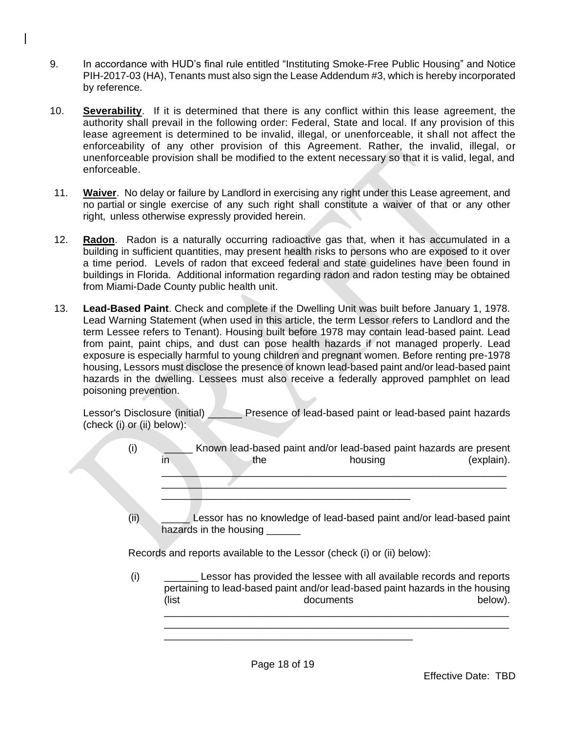9. In accordance with HUD's final rule entitled "Instituting Smoke-Free Public Housing" and Notice PIH-2017-03 (HA), Tenants must also sign the Lease Addendum #3, which is hereby incorporated by reference.

10. **Severability**. If it is determined that there is any conflict within this lease agreement, the authority shall prevail in the following order: Federal, State and local. If any provision of this lease agreement is determined to be invalid, illegal, or unenforceable, it shall not affect the enforceability of any other provision of this Agreement. Rather, the invalid, illegal, or unenforceable provision shall be modified to the extent necessary so that it is valid, legal, and enforceable.

11. **Waiver**. No delay or failure by Landlord in exercising any right under this Lease agreement, and no partial or single exercise of any such right shall constitute a waiver of that or any other right, unless otherwise expressly provided herein.

12. **Radon**. Radon is a naturally occurring radioactive gas that, when it has accumulated in a building in sufficient quantities, may present health risks to persons who are exposed to it over a time period. Levels of radon that exceed federal and state guidelines have been found in buildings in Florida. Additional information regarding radon and radon testing may be obtained from Miami-Dade County public health unit.

13. **Lead-Based Paint**. Check and complete if the Dwelling Unit was built before January 1, 1978. Lead Warning Statement (when used in this article, the term Lessor refers to Landlord and the term Lessee refers to Tenant). Housing built before 1978 may contain lead-based paint. Lead from paint, paint chips, and dust can pose health hazards if not managed properly. Lead exposure is especially harmful to young children and pregnant women. Before renting pre-1978 housing, Lessors must disclose the presence of known lead-based paint and/or lead-based paint hazards in the dwelling. Lessees must also receive a federally approved pamphlet on lead poisoning prevention.

    Lessor's Disclosure (initial) ______ Presence of lead-based paint or lead-based paint hazards (check (i) or (ii) below):

    (i) _____ Known lead-based paint and/or lead-based paint hazards are present in the housing (explain). _______________________________________________________________
    _______________________________________________________________
    _____________________________________________

    (ii) _____ Lessor has no knowledge of lead-based paint and/or lead-based paint hazards in the housing ______

    Records and reports available to the Lessor (check (i) or (ii) below):

    (i) ______ Lessor has provided the lessee with all available records and reports pertaining to lead-based paint and/or lead-based paint hazards in the housing (list documents below).
    _______________________________________________________________
    _______________________________________________________________
    _____________________________________________

Effective Date: TBD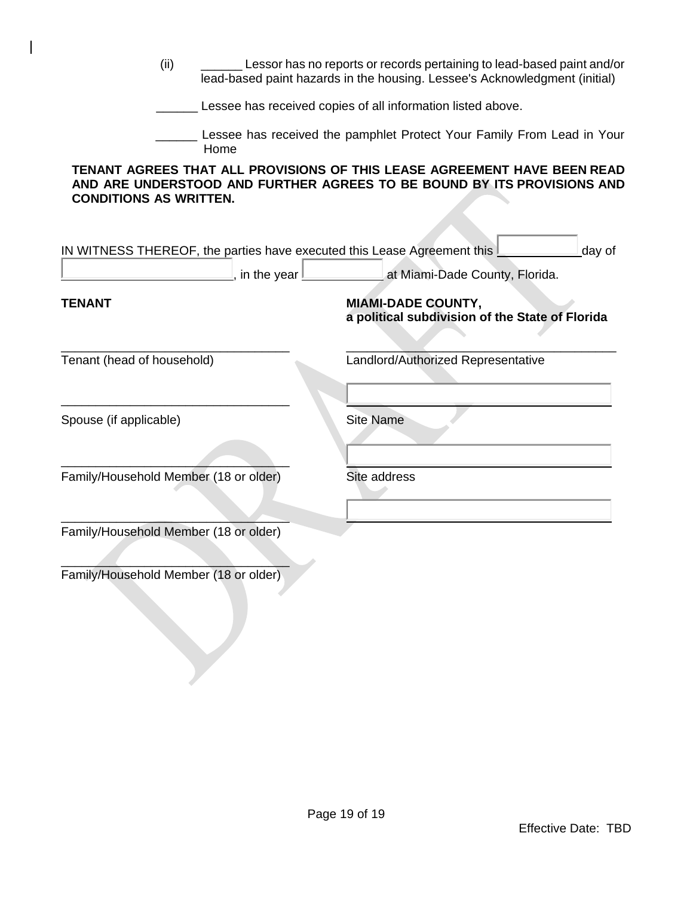(ii) ______ Lessor has no reports or records pertaining to lead-based paint and/or lead-based paint hazards in the housing. Lessee's Acknowledgment (initial)

______ Lessee has received copies of all information listed above.

______ Lessee has received the pamphlet Protect Your Family From Lead in Your Home

**TENANT AGREES THAT ALL PROVISIONS OF THIS LEASE AGREEMENT HAVE BEEN READ AND ARE UNDERSTOOD AND FURTHER AGREES TO BE BOUND BY ITS PROVISIONS AND CONDITIONS AS WRITTEN.**

IN WITNESS THEREOF, the parties have executed this Lease Agreement this ____________ day of ________________________, in the year ____________ at Miami-Dade County, Florida.

**TENANT**

________________________________
Tenant (head of household)

________________________________
Spouse (if applicable)

________________________________
Family/Household Member (18 or older)

________________________________
Family/Household Member (18 or older)

________________________________
Family/Household Member (18 or older)

**MIAMI-DADE COUNTY,**
**a political subdivision of the State of Florida**

________________________________
Landlord/Authorized Representative

________________________________
Site Name

________________________________
Site address

________________________________

Effective Date: TBD